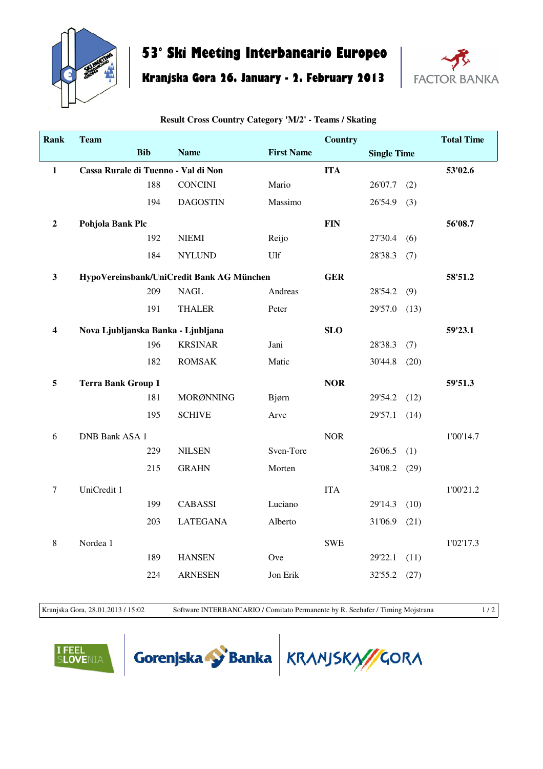# 53° Ski Meeting Interbancario Europeo

## Kranjska Gora 26. January - 2. February 2013

FACTOR BANKA

**Result Cross Country Category 'M/2' - Teams / Skating**

| Rank | Team | | | | Country | Single Time | | Total Time |
|---|---|---|---|---|---|---|---|---|
| | | Bib | Name | First Name | | | | |
| **1** | **Cassa Rurale di Tuenno - Val di Non** | | | | **ITA** | | | **53'02.6** |
| | | 188 | CONCINI | Mario | | 26'07.7 | (2) | |
| | | 194 | DAGOSTIN | Massimo | | 26'54.9 | (3) | |
| **2** | **Pohjola Bank Plc** | | | | **FIN** | | | **56'08.7** |
| | | 192 | NIEMI | Reijo | | 27'30.4 | (6) | |
| | | 184 | NYLUND | Ulf | | 28'38.3 | (7) | |
| **3** | **HypoVereinsbank/UniCredit Bank AG München** | | | | **GER** | | | **58'51.2** |
| | | 209 | NAGL | Andreas | | 28'54.2 | (9) | |
| | | 191 | THALER | Peter | | 29'57.0 | (13) | |
| **4** | **Nova Ljubljanska Banka - Ljubljana** | | | | **SLO** | | | **59'23.1** |
| | | 196 | KRSINAR | Jani | | 28'38.3 | (7) | |
| | | 182 | ROMSAK | Matic | | 30'44.8 | (20) | |
| **5** | **Terra Bank Group 1** | | | | **NOR** | | | **59'51.3** |
| | | 181 | MORØNNING | Bjørn | | 29'54.2 | (12) | |
| | | 195 | SCHIVE | Arve | | 29'57.1 | (14) | |
| 6 | DNB Bank ASA 1 | | | | NOR | | | 1'00'14.7 |
| | | 229 | NILSEN | Sven-Tore | | 26'06.5 | (1) | |
| | | 215 | GRAHN | Morten | | 34'08.2 | (29) | |
| 7 | UniCredit 1 | | | | ITA | | | 1'00'21.2 |
| | | 199 | CABASSI | Luciano | | 29'14.3 | (10) | |
| | | 203 | LATEGANA | Alberto | | 31'06.9 | (21) | |
| 8 | Nordea 1 | | | | SWE | | | 1'02'17.3 |
| | | 189 | HANSEN | Ove | | 29'22.1 | (11) | |
| | | 224 | ARNESEN | Jon Erik | | 32'55.2 | (27) | |

Kranjska Gora, 28.01.2013 / 15:02 Software INTERBANCARIO / Comitato Permanente by R. Seehafer / Timing Mojstrana

I FEEL SLOVENIA Gorenjska Banka KRANJSKA GORA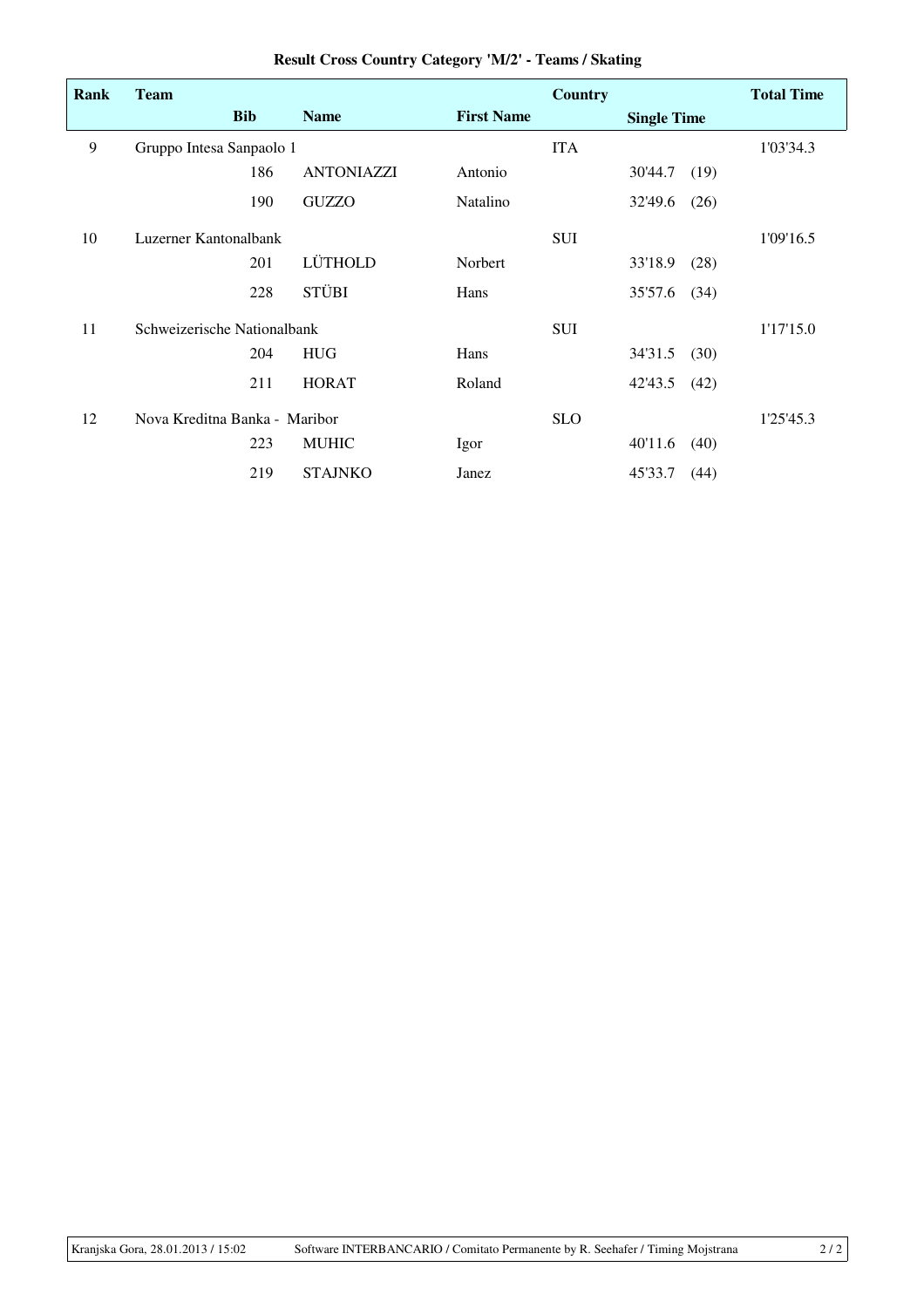# Result Cross Country Category 'M/2' - Teams / Skating

| Rank | Team | | | Country | | | Total Time |
|---|---|---|---|---|---|---|---|
| | Bib | Name | First Name | | Single Time | | |
| 9 | Gruppo Intesa Sanpaolo 1 | | | ITA | | | 1'03'34.3 |
| | 186 | ANTONIAZZI | Antonio | | 30'44.7 | (19) | |
| | 190 | GUZZO | Natalino | | 32'49.6 | (26) | |
| 10 | Luzerner Kantonalbank | | | SUI | | | 1'09'16.5 |
| | 201 | LÜTHOLD | Norbert | | 33'18.9 | (28) | |
| | 228 | STÜBI | Hans | | 35'57.6 | (34) | |
| 11 | Schweizerische Nationalbank | | | SUI | | | 1'17'15.0 |
| | 204 | HUG | Hans | | 34'31.5 | (30) | |
| | 211 | HORAT | Roland | | 42'43.5 | (42) | |
| 12 | Nova Kreditna Banka - Maribor | | | SLO | | | 1'25'45.3 |
| | 223 | MUHIC | Igor | | 40'11.6 | (40) | |
| | 219 | STAJNKO | Janez | | 45'33.7 | (44) | |

Kranjska Gora, 28.01.2013 / 15:02 Software INTERBANCARIO / Comitato Permanente by R. Seehafer / Timing Mojstrana